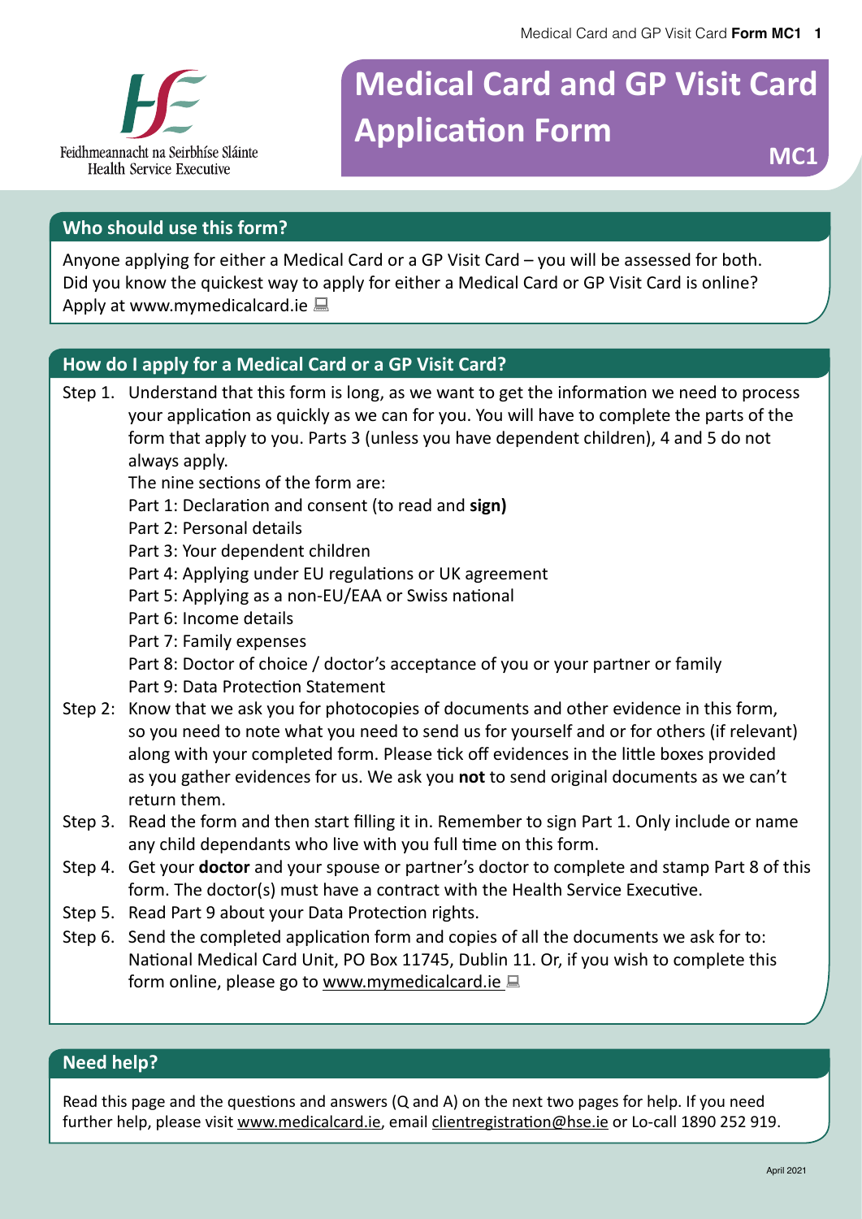Feidhmeannacht na Seirbhíse Sláinte
Health Service Executive

# Medical Card and GP Visit Card Application Form

**MC1**

## Who should use this form?

Anyone applying for either a Medical Card or a GP Visit Card – you will be assessed for both.
Did you know the quickest way to apply for either a Medical Card or GP Visit Card is online?
Apply at www.mymedicalcard.ie

## How do I apply for a Medical Card or a GP Visit Card?

Step 1. Understand that this form is long, as we want to get the information we need to process your application as quickly as we can for you. You will have to complete the parts of the form that apply to you. Parts 3 (unless you have dependent children), 4 and 5 do not always apply.

The nine sections of the form are:

Part 1: Declaration and consent (to read and **sign)**
Part 2: Personal details
Part 3: Your dependent children
Part 4: Applying under EU regulations or UK agreement
Part 5: Applying as a non-EU/EAA or Swiss national
Part 6: Income details
Part 7: Family expenses
Part 8: Doctor of choice / doctor's acceptance of you or your partner or family
Part 9: Data Protection Statement

Step 2: Know that we ask you for photocopies of documents and other evidence in this form, so you need to note what you need to send us for yourself and or for others (if relevant) along with your completed form. Please tick off evidences in the little boxes provided as you gather evidences for us. We ask you **not** to send original documents as we can't return them.

Step 3. Read the form and then start filling it in. Remember to sign Part 1. Only include or name any child dependants who live with you full time on this form.

Step 4. Get your **doctor** and your spouse or partner's doctor to complete and stamp Part 8 of this form. The doctor(s) must have a contract with the Health Service Executive.

Step 5. Read Part 9 about your Data Protection rights.

Step 6. Send the completed application form and copies of all the documents we ask for to: National Medical Card Unit, PO Box 11745, Dublin 11. Or, if you wish to complete this form online, please go to www.mymedicalcard.ie

## Need help?

Read this page and the questions and answers (Q and A) on the next two pages for help. If you need further help, please visit www.medicalcard.ie, email clientregistration@hse.ie or Lo-call 1890 252 919.

April 2021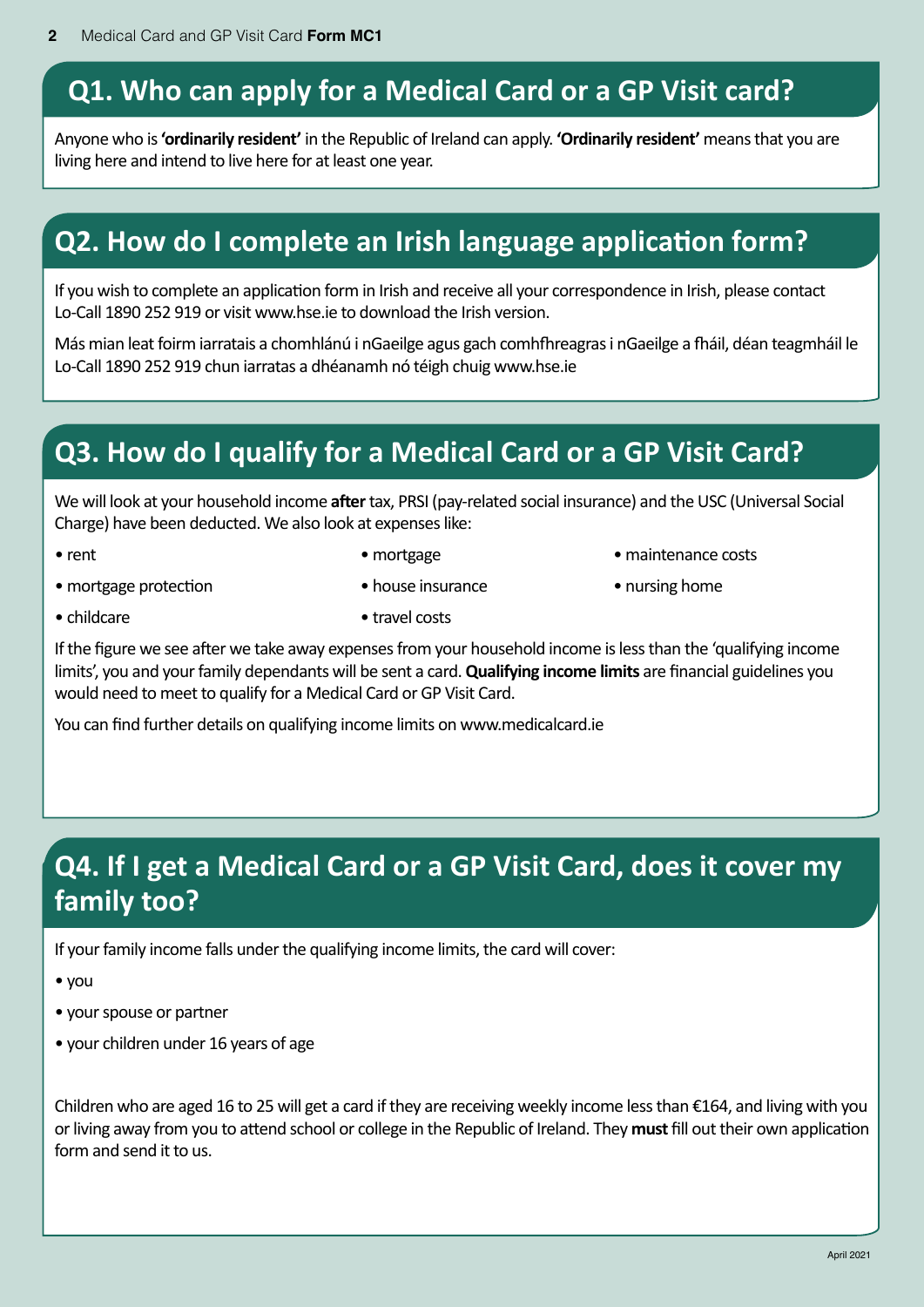## Q1. Who can apply for a Medical Card or a GP Visit card?

Anyone who is **'ordinarily resident'** in the Republic of Ireland can apply. **'Ordinarily resident'** means that you are living here and intend to live here for at least one year.

## Q2. How do I complete an Irish language application form?

If you wish to complete an application form in Irish and receive all your correspondence in Irish, please contact Lo-Call 1890 252 919 or visit www.hse.ie to download the Irish version.

Más mian leat foirm iarratais a chomhlánú i nGaeilge agus gach comhfhreagras i nGaeilge a fháil, déan teagmháil le Lo-Call 1890 252 919 chun iarratas a dhéanamh nó téigh chuig www.hse.ie

## Q3. How do I qualify for a Medical Card or a GP Visit Card?

We will look at your household income **after** tax, PRSI (pay-related social insurance) and the USC (Universal Social Charge) have been deducted. We also look at expenses like:

- rent
- mortgage
- maintenance costs
- mortgage protection
- house insurance
- nursing home
- childcare
- travel costs

If the figure we see after we take away expenses from your household income is less than the 'qualifying income limits', you and your family dependants will be sent a card. **Qualifying income limits** are financial guidelines you would need to meet to qualify for a Medical Card or GP Visit Card.

You can find further details on qualifying income limits on www.medicalcard.ie

## Q4. If I get a Medical Card or a GP Visit Card, does it cover my family too?

If your family income falls under the qualifying income limits, the card will cover:

- you
- your spouse or partner
- your children under 16 years of age

Children who are aged 16 to 25 will get a card if they are receiving weekly income less than €164, and living with you or living away from you to attend school or college in the Republic of Ireland. They **must** fill out their own application form and send it to us.

April 2021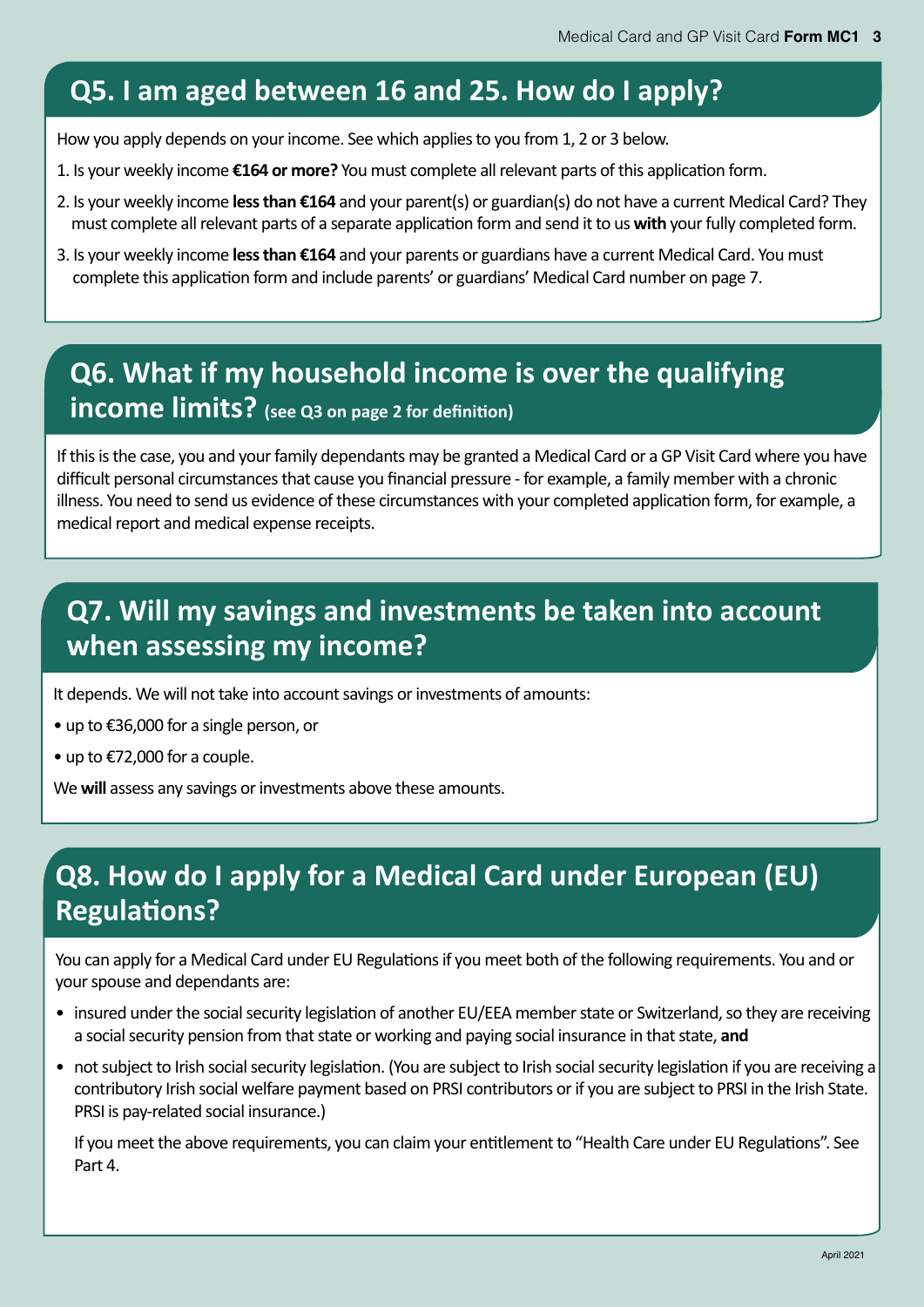## Q5. I am aged between 16 and 25. How do I apply?

How you apply depends on your income. See which applies to you from 1, 2 or 3 below.

1. Is your weekly income **€164 or more?** You must complete all relevant parts of this application form.
2. Is your weekly income **less than €164** and your parent(s) or guardian(s) do not have a current Medical Card? They must complete all relevant parts of a separate application form and send it to us **with** your fully completed form.
3. Is your weekly income **less than €164** and your parents or guardians have a current Medical Card. You must complete this application form and include parents' or guardians' Medical Card number on page 7.

## Q6. What if my household income is over the qualifying income limits? (see Q3 on page 2 for definition)

If this is the case, you and your family dependants may be granted a Medical Card or a GP Visit Card where you have difficult personal circumstances that cause you financial pressure - for example, a family member with a chronic illness. You need to send us evidence of these circumstances with your completed application form, for example, a medical report and medical expense receipts.

## Q7. Will my savings and investments be taken into account when assessing my income?

It depends. We will not take into account savings or investments of amounts:

- up to €36,000 for a single person, or
- up to €72,000 for a couple.

We **will** assess any savings or investments above these amounts.

## Q8. How do I apply for a Medical Card under European (EU) Regulations?

You can apply for a Medical Card under EU Regulations if you meet both of the following requirements. You and or your spouse and dependants are:

- insured under the social security legislation of another EU/EEA member state or Switzerland, so they are receiving a social security pension from that state or working and paying social insurance in that state, **and**
- not subject to Irish social security legislation. (You are subject to Irish social security legislation if you are receiving a contributory Irish social welfare payment based on PRSI contributors or if you are subject to PRSI in the Irish State. PRSI is pay-related social insurance.)

  If you meet the above requirements, you can claim your entitlement to "Health Care under EU Regulations". See Part 4.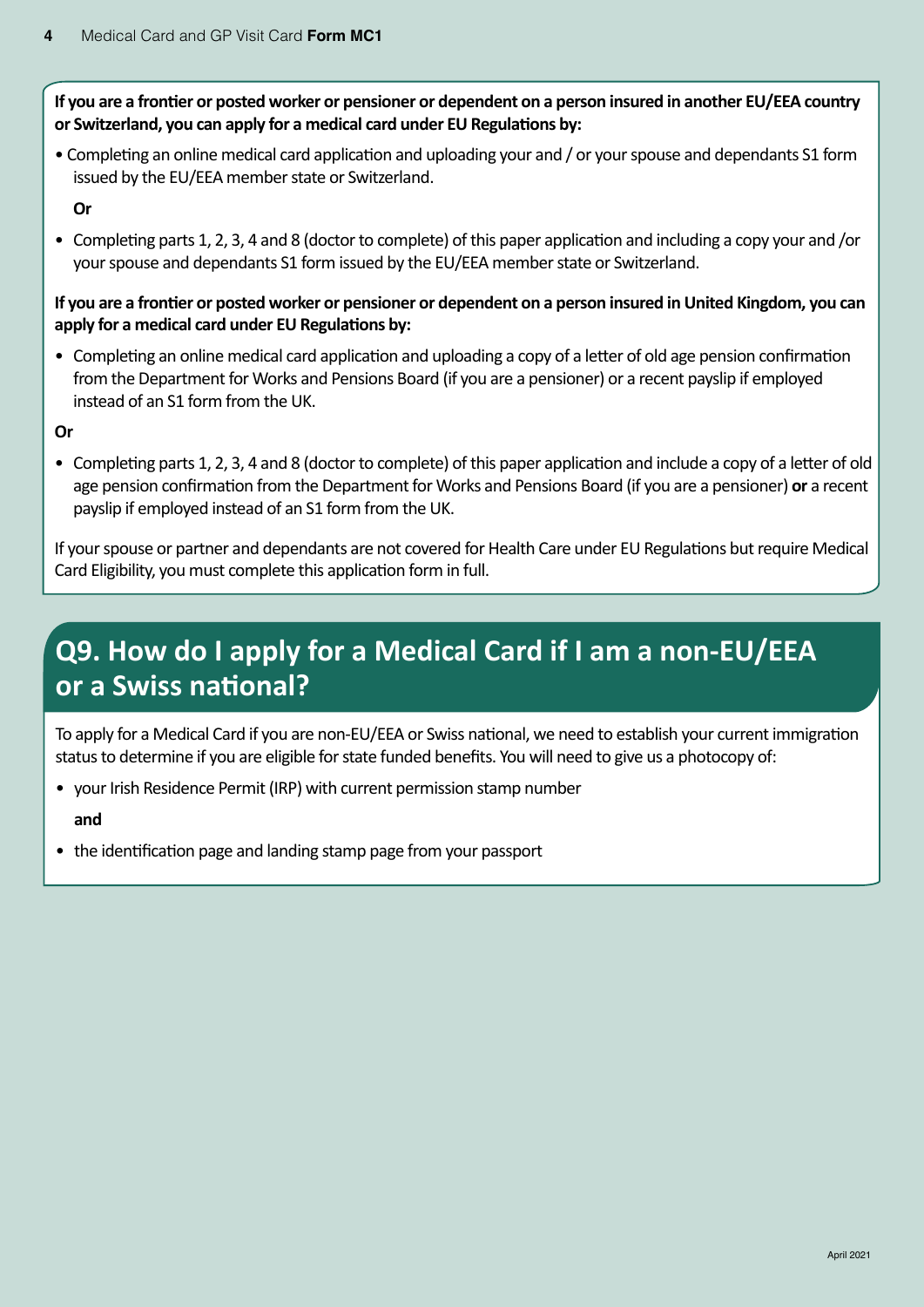**If you are a frontier or posted worker or pensioner or dependent on a person insured in another EU/EEA country or Switzerland, you can apply for a medical card under EU Regulations by:**

- Completing an online medical card application and uploading your and / or your spouse and dependants S1 form issued by the EU/EEA member state or Switzerland.

  **Or**

- Completing parts 1, 2, 3, 4 and 8 (doctor to complete) of this paper application and including a copy your and /or your spouse and dependants S1 form issued by the EU/EEA member state or Switzerland.

**If you are a frontier or posted worker or pensioner or dependent on a person insured in United Kingdom, you can apply for a medical card under EU Regulations by:**

- Completing an online medical card application and uploading a copy of a letter of old age pension confirmation from the Department for Works and Pensions Board (if you are a pensioner) or a recent payslip if employed instead of an S1 form from the UK.

**Or**

- Completing parts 1, 2, 3, 4 and 8 (doctor to complete) of this paper application and include a copy of a letter of old age pension confirmation from the Department for Works and Pensions Board (if you are a pensioner) **or** a recent payslip if employed instead of an S1 form from the UK.

If your spouse or partner and dependants are not covered for Health Care under EU Regulations but require Medical Card Eligibility, you must complete this application form in full.

## Q9. How do I apply for a Medical Card if I am a non-EU/EEA or a Swiss national?

To apply for a Medical Card if you are non-EU/EEA or Swiss national, we need to establish your current immigration status to determine if you are eligible for state funded benefits. You will need to give us a photocopy of:

- your Irish Residence Permit (IRP) with current permission stamp number

  **and**

- the identification page and landing stamp page from your passport

April 2021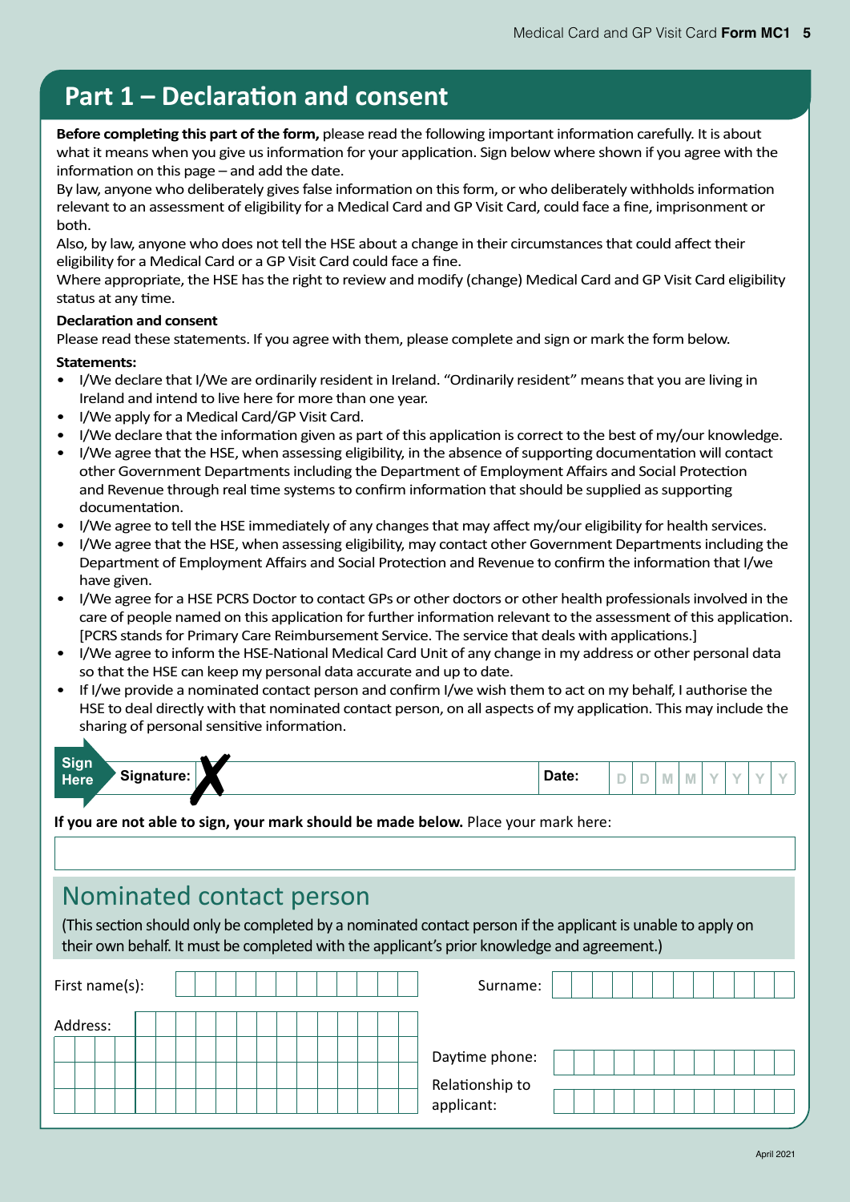# Part 1 – Declaration and consent

**Before completing this part of the form,** please read the following important information carefully. It is about what it means when you give us information for your application. Sign below where shown if you agree with the information on this page – and add the date.

By law, anyone who deliberately gives false information on this form, or who deliberately withholds information relevant to an assessment of eligibility for a Medical Card and GP Visit Card, could face a fine, imprisonment or both.

Also, by law, anyone who does not tell the HSE about a change in their circumstances that could affect their eligibility for a Medical Card or a GP Visit Card could face a fine.

Where appropriate, the HSE has the right to review and modify (change) Medical Card and GP Visit Card eligibility status at any time.

**Declaration and consent**

Please read these statements. If you agree with them, please complete and sign or mark the form below.

**Statements:**

- I/We declare that I/We are ordinarily resident in Ireland. "Ordinarily resident" means that you are living in Ireland and intend to live here for more than one year.
- I/We apply for a Medical Card/GP Visit Card.
- I/We declare that the information given as part of this application is correct to the best of my/our knowledge.
- I/We agree that the HSE, when assessing eligibility, in the absence of supporting documentation will contact other Government Departments including the Department of Employment Affairs and Social Protection and Revenue through real time systems to confirm information that should be supplied as supporting documentation.
- I/We agree to tell the HSE immediately of any changes that may affect my/our eligibility for health services.
- I/We agree that the HSE, when assessing eligibility, may contact other Government Departments including the Department of Employment Affairs and Social Protection and Revenue to confirm the information that I/we have given.
- I/We agree for a HSE PCRS Doctor to contact GPs or other doctors or other health professionals involved in the care of people named on this application for further information relevant to the assessment of this application. [PCRS stands for Primary Care Reimbursement Service. The service that deals with applications.]
- I/We agree to inform the HSE-National Medical Card Unit of any change in my address or other personal data so that the HSE can keep my personal data accurate and up to date.
- If I/we provide a nominated contact person and confirm I/we wish them to act on my behalf, I authorise the HSE to deal directly with that nominated contact person, on all aspects of my application. This may include the sharing of personal sensitive information.

**Sign Here** **Signature:** ✗ **Date:** D D M M Y Y Y Y

**If you are not able to sign, your mark should be made below.** Place your mark here:

## Nominated contact person

(This section should only be completed by a nominated contact person if the applicant is unable to apply on their own behalf. It must be completed with the applicant's prior knowledge and agreement.)

First name(s):

Surname:

Address:

Daytime phone:

Relationship to applicant: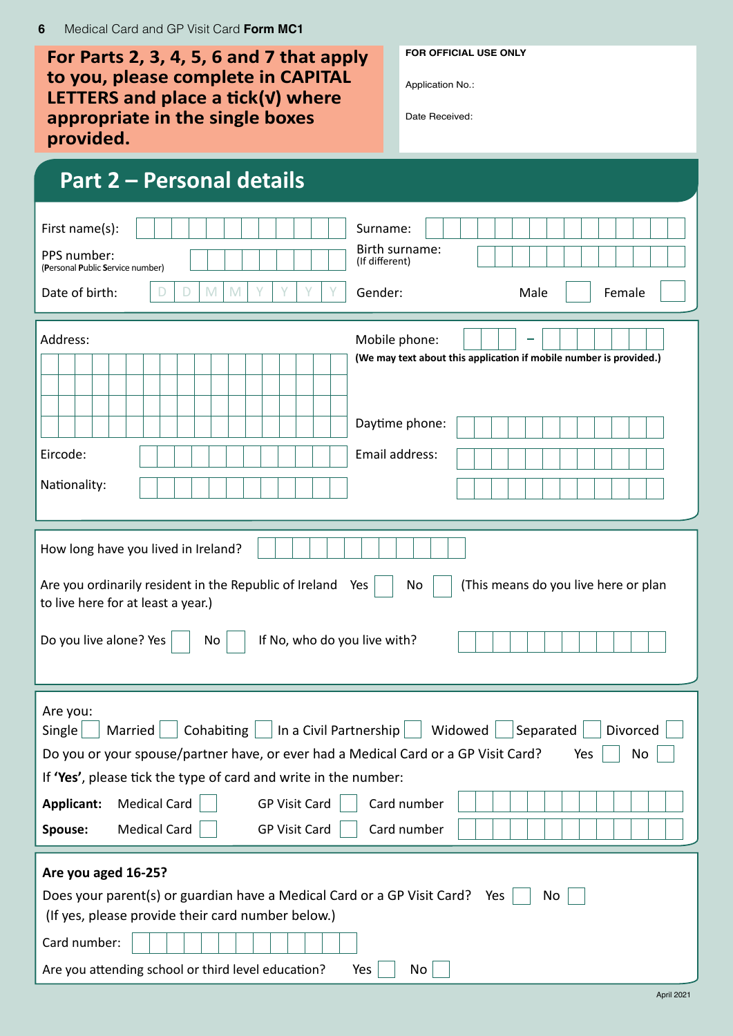**For Parts 2, 3, 4, 5, 6 and 7 that apply to you, please complete in CAPITAL LETTERS and place a tick(√) where appropriate in the single boxes provided.**

**FOR OFFICIAL USE ONLY**

Application No.:

Date Received:

## Part 2 – Personal details

First name(s):

Surname:

PPS number:
(Personal Public Service number)

Birth surname:
(If different)

Date of birth: D D M M Y Y Y Y

Gender: Male ☐ Female ☐

Address:

Mobile phone: –

**(We may text about this application if mobile number is provided.)**

Daytime phone:

Eircode:

Email address:

Nationality:

How long have you lived in Ireland?

Are you ordinarily resident in the Republic of Ireland Yes ☐ No ☐ (This means do you live here or plan to live here for at least a year.)

Do you live alone? Yes ☐ No ☐ If No, who do you live with?

Are you:

Single ☐ Married ☐ Cohabiting ☐ In a Civil Partnership ☐ Widowed ☐ Separated ☐ Divorced ☐

Do you or your spouse/partner have, or ever had a Medical Card or a GP Visit Card? Yes ☐ No ☐

If **'Yes'**, please tick the type of card and write in the number:

**Applicant:** Medical Card ☐ GP Visit Card ☐ Card number

**Spouse:** Medical Card ☐ GP Visit Card ☐ Card number

**Are you aged 16-25?**

Does your parent(s) or guardian have a Medical Card or a GP Visit Card? Yes ☐ No ☐
(If yes, please provide their card number below.)

Card number:

Are you attending school or third level education? Yes ☐ No ☐

April 2021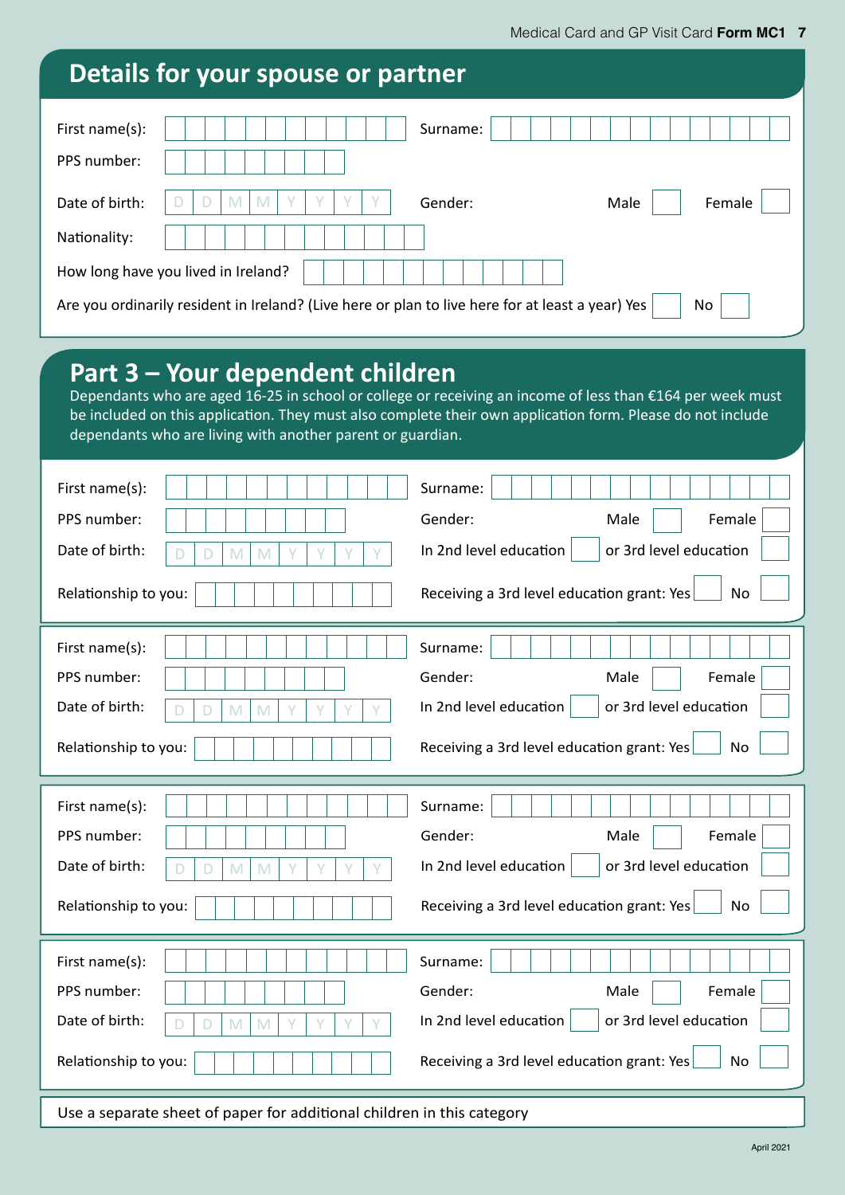## Details for your spouse or partner

First name(s): ____________ Surname: ____________

PPS number: ____________

Date of birth: D D M M Y Y Y Y Gender: Male ☐ Female ☐

Nationality: ____________

How long have you lived in Ireland? ____________

Are you ordinarily resident in Ireland? (Live here or plan to live here for at least a year) Yes ☐ No ☐

## Part 3 – Your dependent children

Dependants who are aged 16-25 in school or college or receiving an income of less than €164 per week must be included on this application. They must also complete their own application form. Please do not include dependants who are living with another parent or guardian.

First name(s): ____________ Surname: ____________

PPS number: ____________ Gender: Male ☐ Female ☐

Date of birth: D D M M Y Y Y Y In 2nd level education ☐ or 3rd level education ☐

Relationship to you: ____________ Receiving a 3rd level education grant: Yes ☐ No ☐

---

First name(s): ____________ Surname: ____________

PPS number: ____________ Gender: Male ☐ Female ☐

Date of birth: D D M M Y Y Y Y In 2nd level education ☐ or 3rd level education ☐

Relationship to you: ____________ Receiving a 3rd level education grant: Yes ☐ No ☐

---

First name(s): ____________ Surname: ____________

PPS number: ____________ Gender: Male ☐ Female ☐

Date of birth: D D M M Y Y Y Y In 2nd level education ☐ or 3rd level education ☐

Relationship to you: ____________ Receiving a 3rd level education grant: Yes ☐ No ☐

---

First name(s): ____________ Surname: ____________

PPS number: ____________ Gender: Male ☐ Female ☐

Date of birth: D D M M Y Y Y Y In 2nd level education ☐ or 3rd level education ☐

Relationship to you: ____________ Receiving a 3rd level education grant: Yes ☐ No ☐

---

Use a separate sheet of paper for additional children in this category

April 2021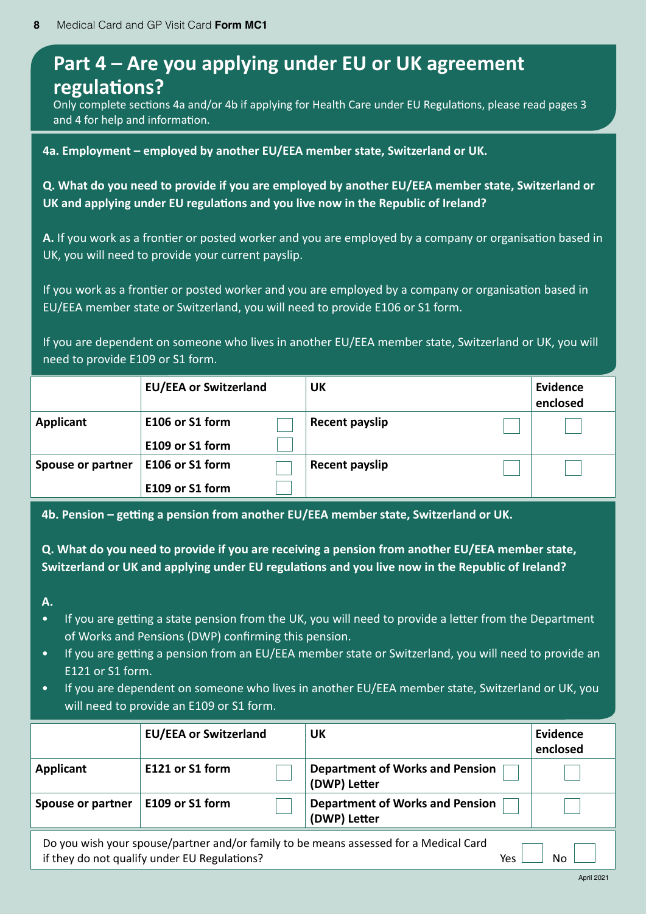## Part 4 – Are you applying under EU or UK agreement regulations?

Only complete sections 4a and/or 4b if applying for Health Care under EU Regulations, please read pages 3 and 4 for help and information.

**4a. Employment – employed by another EU/EEA member state, Switzerland or UK.**

**Q. What do you need to provide if you are employed by another EU/EEA member state, Switzerland or UK and applying under EU regulations and you live now in the Republic of Ireland?**

**A.** If you work as a frontier or posted worker and you are employed by a company or organisation based in UK, you will need to provide your current payslip.

If you work as a frontier or posted worker and you are employed by a company or organisation based in EU/EEA member state or Switzerland, you will need to provide E106 or S1 form.

If you are dependent on someone who lives in another EU/EEA member state, Switzerland or UK, you will need to provide E109 or S1 form.

| | EU/EEA or Switzerland | UK | Evidence enclosed |
|---|---|---|---|
| **Applicant** | **E106 or S1 form** ☐<br>**E109 or S1 form** ☐ | **Recent payslip** ☐ | ☐ |
| **Spouse or partner** | **E106 or S1 form** ☐<br>**E109 or S1 form** ☐ | **Recent payslip** ☐ | ☐ |

**4b. Pension – getting a pension from another EU/EEA member state, Switzerland or UK.**

**Q. What do you need to provide if you are receiving a pension from another EU/EEA member state, Switzerland or UK and applying under EU regulations and you live now in the Republic of Ireland?**

**A.**

- If you are getting a state pension from the UK, you will need to provide a letter from the Department of Works and Pensions (DWP) confirming this pension.
- If you are getting a pension from an EU/EEA member state or Switzerland, you will need to provide an E121 or S1 form.
- If you are dependent on someone who lives in another EU/EEA member state, Switzerland or UK, you will need to provide an E109 or S1 form.

| | EU/EEA or Switzerland | UK | Evidence enclosed |
|---|---|---|---|
| **Applicant** | **E121 or S1 form** ☐ | **Department of Works and Pension (DWP) Letter** ☐ | ☐ |
| **Spouse or partner** | **E109 or S1 form** ☐ | **Department of Works and Pension (DWP) Letter** ☐ | ☐ |

Do you wish your spouse/partner and/or family to be means assessed for a Medical Card if they do not qualify under EU Regulations? Yes ☐ No ☐

April 2021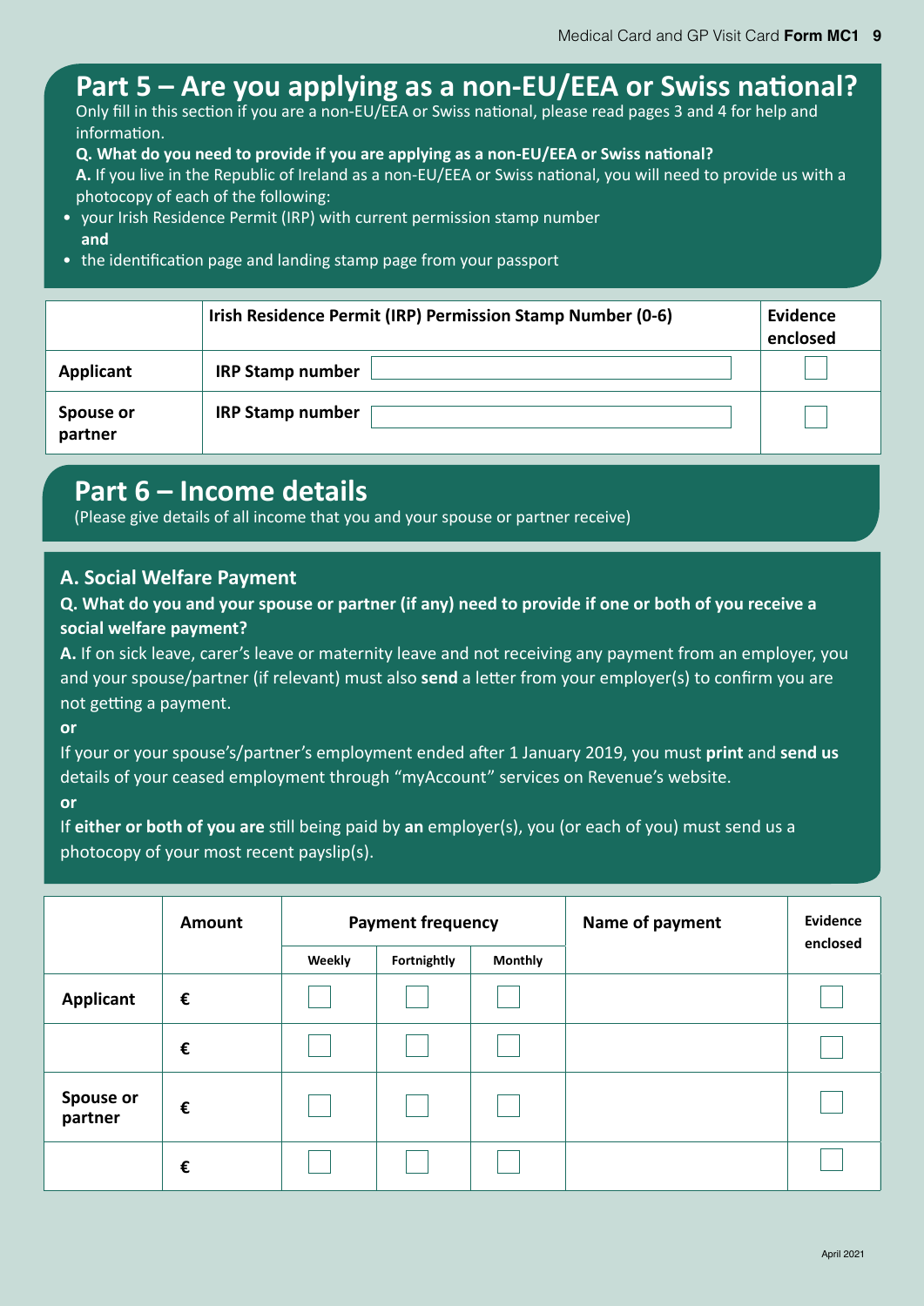## Part 5 – Are you applying as a non-EU/EEA or Swiss national?

Only fill in this section if you are a non-EU/EEA or Swiss national, please read pages 3 and 4 for help and information.

**Q. What do you need to provide if you are applying as a non-EU/EEA or Swiss national?**

**A.** If you live in the Republic of Ireland as a non-EU/EEA or Swiss national, you will need to provide us with a photocopy of each of the following:

- your Irish Residence Permit (IRP) with current permission stamp number **and**
- the identification page and landing stamp page from your passport

| | Irish Residence Permit (IRP) Permission Stamp Number (0-6) | Evidence enclosed |
|---|---|---|
| **Applicant** | **IRP Stamp number** ☐ | ☐ |
| **Spouse or partner** | **IRP Stamp number** ☐ | ☐ |

## Part 6 – Income details

(Please give details of all income that you and your spouse or partner receive)

### A. Social Welfare Payment

**Q. What do you and your spouse or partner (if any) need to provide if one or both of you receive a social welfare payment?**

**A.** If on sick leave, carer's leave or maternity leave and not receiving any payment from an employer, you and your spouse/partner (if relevant) must also **send** a letter from your employer(s) to confirm you are not getting a payment.

**or**

If your or your spouse's/partner's employment ended after 1 January 2019, you must **print** and **send us** details of your ceased employment through "myAccount" services on Revenue's website.

**or**

If **either or both of you are** still being paid by **an** employer(s), you (or each of you) must send us a photocopy of your most recent payslip(s).

| | Amount | Payment frequency | | | Name of payment | Evidence enclosed |
|---|---|---|---|---|---|---|
| | | Weekly | Fortnightly | Monthly | | |
| **Applicant** | € | ☐ | ☐ | ☐ | | ☐ |
| | € | ☐ | ☐ | ☐ | | ☐ |
| **Spouse or partner** | € | ☐ | ☐ | ☐ | | ☐ |
| | € | ☐ | ☐ | ☐ | | ☐ |

April 2021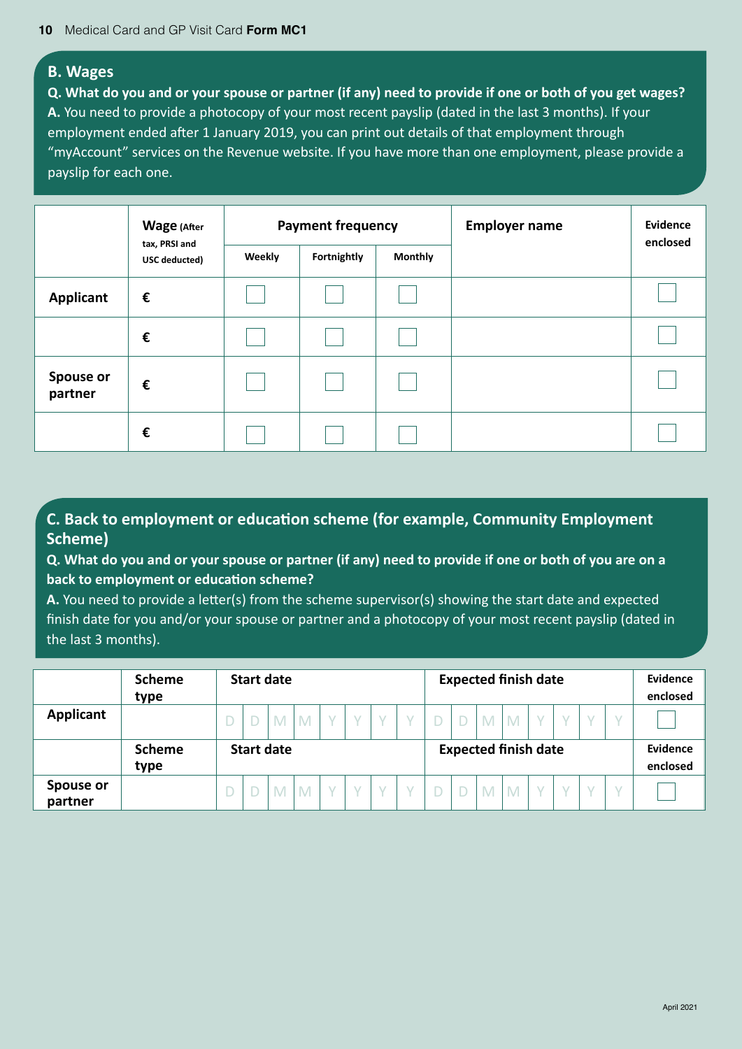## B. Wages

**Q. What do you and or your spouse or partner (if any) need to provide if one or both of you get wages?**

**A.** You need to provide a photocopy of your most recent payslip (dated in the last 3 months). If your employment ended after 1 January 2019, you can print out details of that employment through "myAccount" services on the Revenue website. If you have more than one employment, please provide a payslip for each one.

| | Wage (After tax, PRSI and USC deducted) | Payment frequency | | | Employer name | Evidence enclosed |
|---|---|---|---|---|---|---|
| | | Weekly | Fortnightly | Monthly | | |
| Applicant | € | ☐ | ☐ | ☐ | | ☐ |
| | € | ☐ | ☐ | ☐ | | ☐ |
| Spouse or partner | € | ☐ | ☐ | ☐ | | ☐ |
| | € | ☐ | ☐ | ☐ | | ☐ |

## C. Back to employment or education scheme (for example, Community Employment Scheme)

**Q. What do you and or your spouse or partner (if any) need to provide if one or both of you are on a back to employment or education scheme?**

**A.** You need to provide a letter(s) from the scheme supervisor(s) showing the start date and expected finish date for you and/or your spouse or partner and a photocopy of your most recent payslip (dated in the last 3 months).

| | Scheme type | Start date | Expected finish date | Evidence enclosed |
|---|---|---|---|---|
| Applicant | | D D M M Y Y Y Y | D D M M Y Y Y Y | ☐ |
| | **Scheme type** | **Start date** | **Expected finish date** | **Evidence enclosed** |
| Spouse or partner | | D D M M Y Y Y Y | D D M M Y Y Y Y | ☐ |

April 2021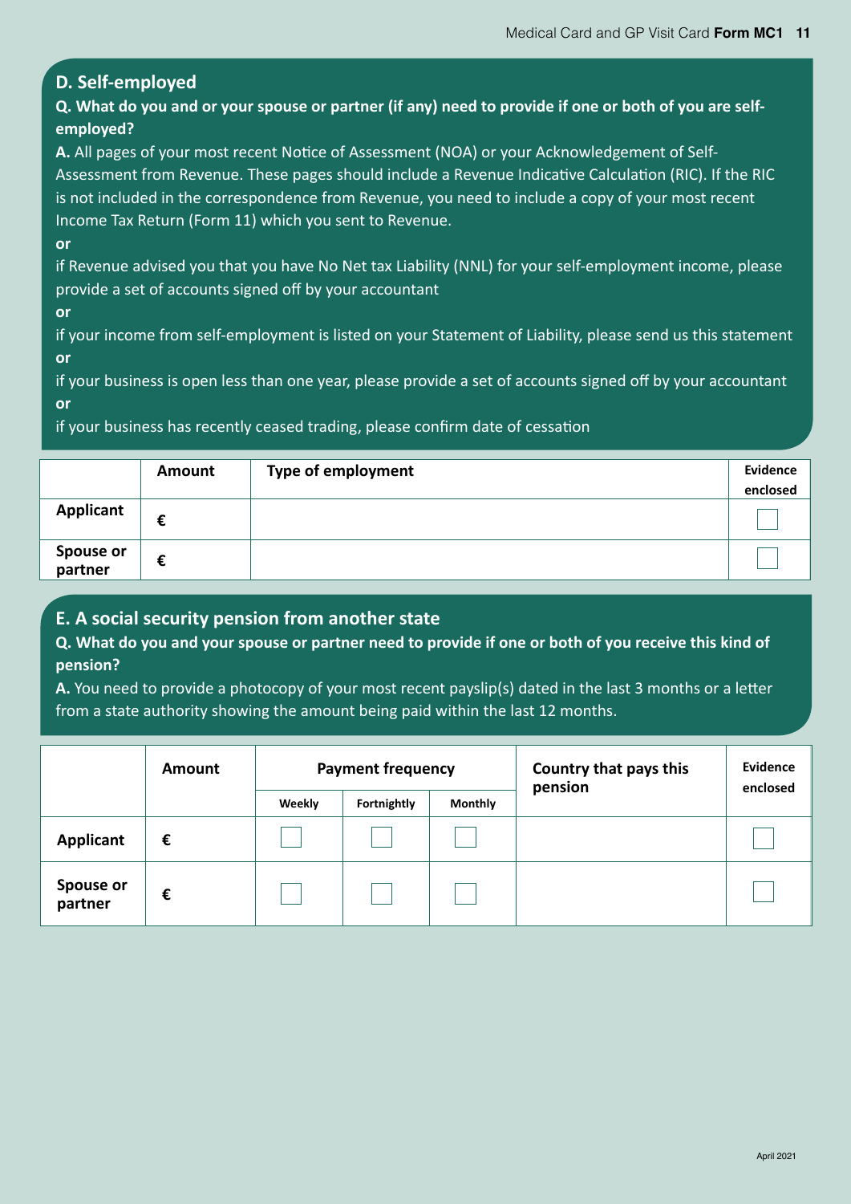## D. Self-employed

**Q. What do you and or your spouse or partner (if any) need to provide if one or both of you are self-employed?**

**A.** All pages of your most recent Notice of Assessment (NOA) or your Acknowledgement of Self-Assessment from Revenue. These pages should include a Revenue Indicative Calculation (RIC). If the RIC is not included in the correspondence from Revenue, you need to include a copy of your most recent Income Tax Return (Form 11) which you sent to Revenue.

**or**

if Revenue advised you that you have No Net tax Liability (NNL) for your self-employment income, please provide a set of accounts signed off by your accountant

**or**

if your income from self-employment is listed on your Statement of Liability, please send us this statement

**or**

if your business is open less than one year, please provide a set of accounts signed off by your accountant

**or**

if your business has recently ceased trading, please confirm date of cessation

| | Amount | Type of employment | Evidence enclosed |
|---|---|---|---|
| **Applicant** | € | | ☐ |
| **Spouse or partner** | € | | ☐ |

## E. A social security pension from another state

**Q. What do you and your spouse or partner need to provide if one or both of you receive this kind of pension?**

**A.** You need to provide a photocopy of your most recent payslip(s) dated in the last 3 months or a letter from a state authority showing the amount being paid within the last 12 months.

| | Amount | Payment frequency | | | Country that pays this pension | Evidence enclosed |
|---|---|---|---|---|---|---|
| | | Weekly | Fortnightly | Monthly | | |
| **Applicant** | € | ☐ | ☐ | ☐ | | ☐ |
| **Spouse or partner** | € | ☐ | ☐ | ☐ | | ☐ |

April 2021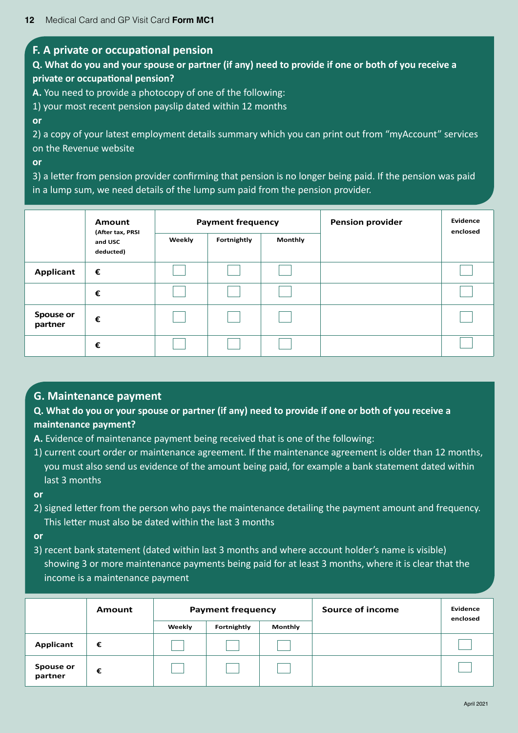## F. A private or occupational pension

**Q. What do you and your spouse or partner (if any) need to provide if one or both of you receive a private or occupational pension?**

**A.** You need to provide a photocopy of one of the following:

1) your most recent pension payslip dated within 12 months

**or**

2) a copy of your latest employment details summary which you can print out from "myAccount" services on the Revenue website

**or**

3) a letter from pension provider confirming that pension is no longer being paid. If the pension was paid in a lump sum, we need details of the lump sum paid from the pension provider.

| | Amount (After tax, PRSI and USC deducted) | Payment frequency | | | Pension provider | Evidence enclosed |
|---|---|---|---|---|---|---|
| | | Weekly | Fortnightly | Monthly | | |
| **Applicant** | € | ☐ | ☐ | ☐ | | ☐ |
| | € | ☐ | ☐ | ☐ | | ☐ |
| **Spouse or partner** | € | ☐ | ☐ | ☐ | | ☐ |
| | € | ☐ | ☐ | ☐ | | ☐ |

## G. Maintenance payment

**Q. What do you or your spouse or partner (if any) need to provide if one or both of you receive a maintenance payment?**

**A.** Evidence of maintenance payment being received that is one of the following:

1) current court order or maintenance agreement. If the maintenance agreement is older than 12 months, you must also send us evidence of the amount being paid, for example a bank statement dated within last 3 months

**or**

2) signed letter from the person who pays the maintenance detailing the payment amount and frequency. This letter must also be dated within the last 3 months

**or**

3) recent bank statement (dated within last 3 months and where account holder's name is visible) showing 3 or more maintenance payments being paid for at least 3 months, where it is clear that the income is a maintenance payment

| | Amount | Payment frequency | | | Source of income | Evidence enclosed |
|---|---|---|---|---|---|---|
| | | Weekly | Fortnightly | Monthly | | |
| **Applicant** | € | ☐ | ☐ | ☐ | | ☐ |
| **Spouse or partner** | € | ☐ | ☐ | ☐ | | ☐ |

April 2021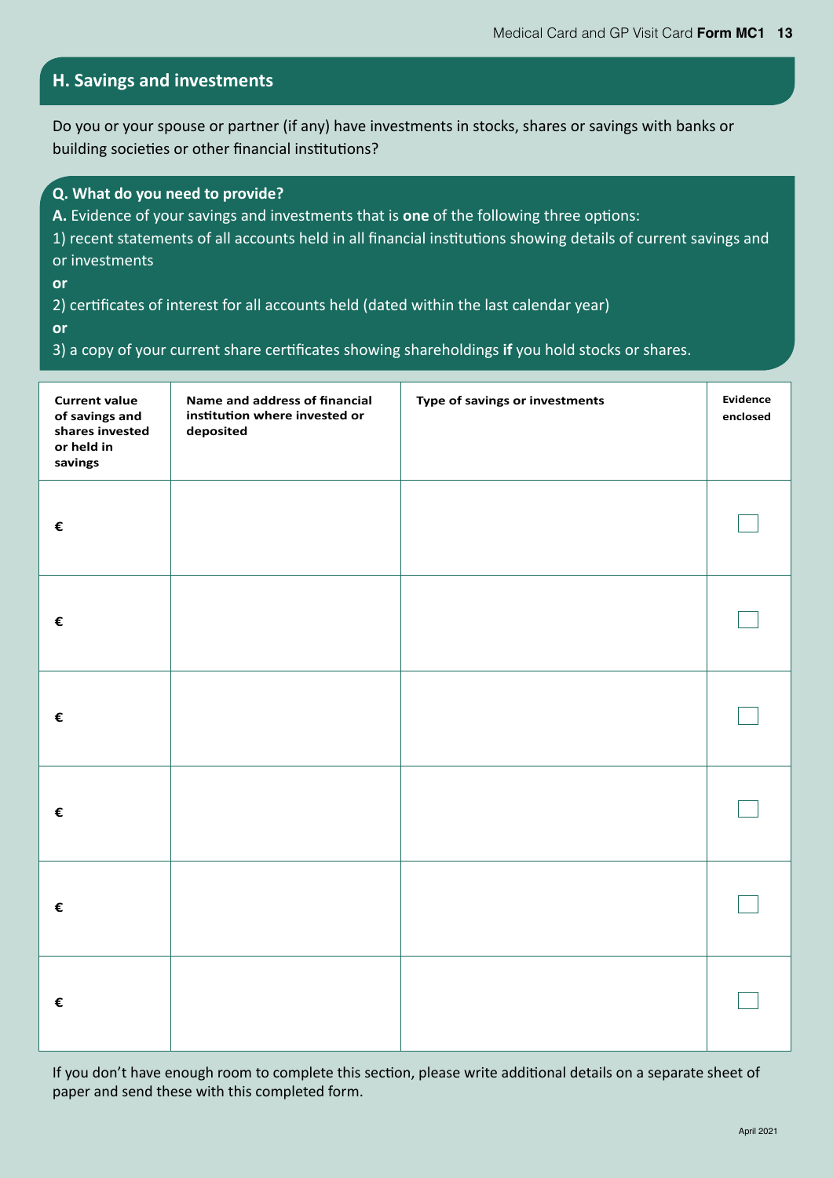## H. Savings and investments

Do you or your spouse or partner (if any) have investments in stocks, shares or savings with banks or building societies or other financial institutions?

**Q. What do you need to provide?**

**A.** Evidence of your savings and investments that is **one** of the following three options:

1) recent statements of all accounts held in all financial institutions showing details of current savings and or investments

**or**

2) certificates of interest for all accounts held (dated within the last calendar year)

**or**

3) a copy of your current share certificates showing shareholdings **if** you hold stocks or shares.

| Current value of savings and shares invested or held in savings | Name and address of financial institution where invested or deposited | Type of savings or investments | Evidence enclosed |
|---|---|---|---|
| € | | | ☐ |
| € | | | ☐ |
| € | | | ☐ |
| € | | | ☐ |
| € | | | ☐ |
| € | | | ☐ |

If you don't have enough room to complete this section, please write additional details on a separate sheet of paper and send these with this completed form.

April 2021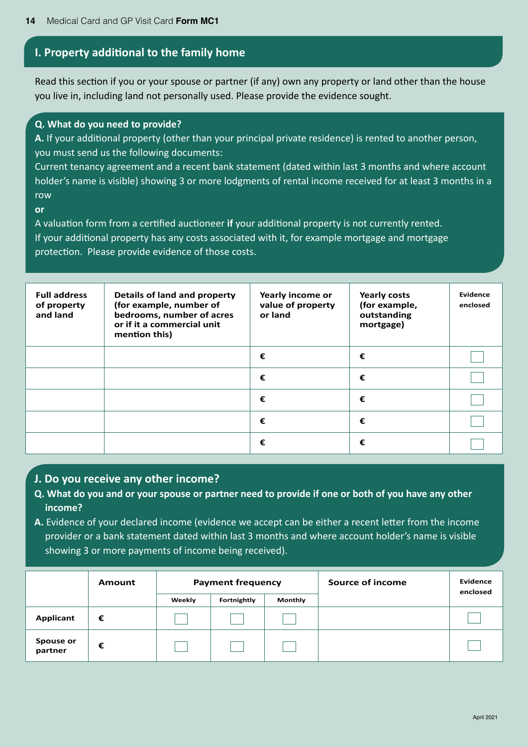## I. Property additional to the family home

Read this section if you or your spouse or partner (if any) own any property or land other than the house you live in, including land not personally used. Please provide the evidence sought.

**Q. What do you need to provide?**

**A.** If your additional property (other than your principal private residence) is rented to another person, you must send us the following documents:

Current tenancy agreement and a recent bank statement (dated within last 3 months and where account holder's name is visible) showing 3 or more lodgments of rental income received for at least 3 months in a row

**or**

A valuation form from a certified auctioneer **if** your additional property is not currently rented.

If your additional property has any costs associated with it, for example mortgage and mortgage protection. Please provide evidence of those costs.

| Full address of property and land | Details of land and property (for example, number of bedrooms, number of acres or if it a commercial unit mention this) | Yearly income or value of property or land | Yearly costs (for example, outstanding mortgage) | Evidence enclosed |
|---|---|---|---|---|
| | | € | € | ☐ |
| | | € | € | ☐ |
| | | € | € | ☐ |
| | | € | € | ☐ |
| | | € | € | ☐ |

## J. Do you receive any other income?

**Q. What do you and or your spouse or partner need to provide if one or both of you have any other income?**

**A.** Evidence of your declared income (evidence we accept can be either a recent letter from the income provider or a bank statement dated within last 3 months and where account holder's name is visible showing 3 or more payments of income being received).

| | Amount | Payment frequency | | | Source of income | Evidence enclosed |
|---|---|---|---|---|---|---|
| | | Weekly | Fortnightly | Monthly | | |
| **Applicant** | € | ☐ | ☐ | ☐ | | ☐ |
| **Spouse or partner** | € | ☐ | ☐ | ☐ | | ☐ |

April 2021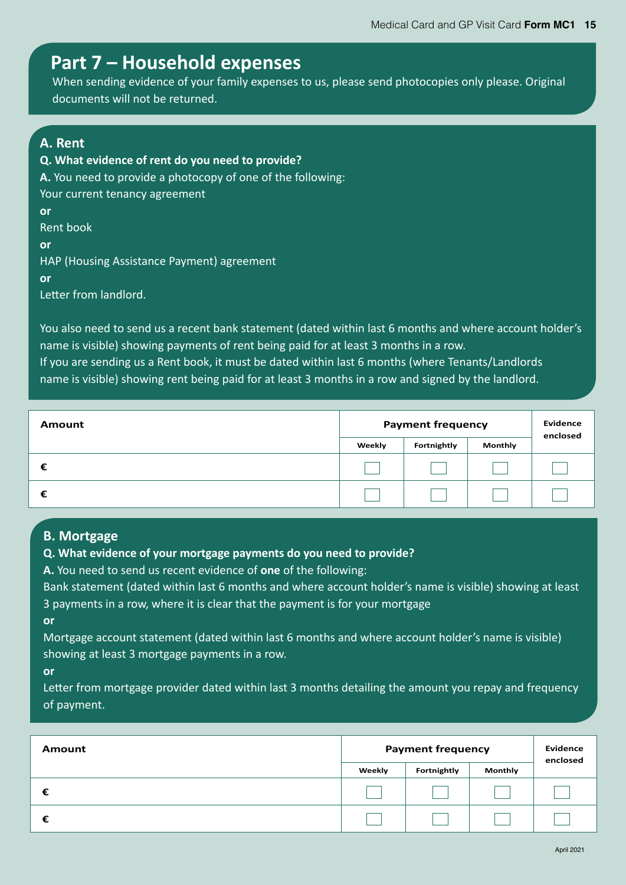# Part 7 – Household expenses

When sending evidence of your family expenses to us, please send photocopies only please. Original documents will not be returned.

## A. Rent

**Q. What evidence of rent do you need to provide?**

**A.** You need to provide a photocopy of one of the following:

Your current tenancy agreement

**or**

Rent book

**or**

HAP (Housing Assistance Payment) agreement

**or**

Letter from landlord.

You also need to send us a recent bank statement (dated within last 6 months and where account holder's name is visible) showing payments of rent being paid for at least 3 months in a row.
If you are sending us a Rent book, it must be dated within last 6 months (where Tenants/Landlords name is visible) showing rent being paid for at least 3 months in a row and signed by the landlord.

| Amount | Payment frequency | | | Evidence enclosed |
|---|---|---|---|---|
| | Weekly | Fortnightly | Monthly | |
| € | ☐ | ☐ | ☐ | ☐ |
| € | ☐ | ☐ | ☐ | ☐ |

## B. Mortgage

**Q. What evidence of your mortgage payments do you need to provide?**

**A.** You need to send us recent evidence of **one** of the following:

Bank statement (dated within last 6 months and where account holder's name is visible) showing at least 3 payments in a row, where it is clear that the payment is for your mortgage

**or**

Mortgage account statement (dated within last 6 months and where account holder's name is visible) showing at least 3 mortgage payments in a row.

**or**

Letter from mortgage provider dated within last 3 months detailing the amount you repay and frequency of payment.

| Amount | Payment frequency | | | Evidence enclosed |
|---|---|---|---|---|
| | Weekly | Fortnightly | Monthly | |
| € | ☐ | ☐ | ☐ | ☐ |
| € | ☐ | ☐ | ☐ | ☐ |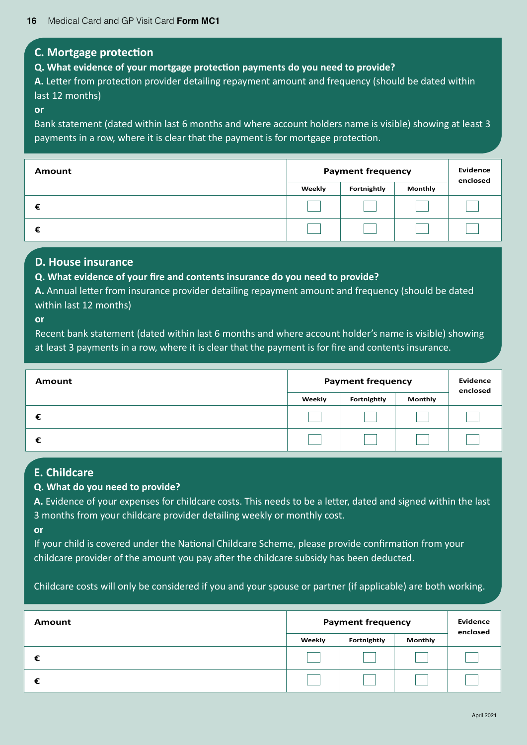## C. Mortgage protection

**Q. What evidence of your mortgage protection payments do you need to provide?**

**A.** Letter from protection provider detailing repayment amount and frequency (should be dated within last 12 months)

**or**

Bank statement (dated within last 6 months and where account holders name is visible) showing at least 3 payments in a row, where it is clear that the payment is for mortgage protection.

| Amount | Payment frequency | | | Evidence enclosed |
|---|---|---|---|---|
| | Weekly | Fortnightly | Monthly | |
| € | ☐ | ☐ | ☐ | ☐ |
| € | ☐ | ☐ | ☐ | ☐ |

## D. House insurance

**Q. What evidence of your fire and contents insurance do you need to provide?**

**A.** Annual letter from insurance provider detailing repayment amount and frequency (should be dated within last 12 months)

**or**

Recent bank statement (dated within last 6 months and where account holder's name is visible) showing at least 3 payments in a row, where it is clear that the payment is for fire and contents insurance.

| Amount | Payment frequency | | | Evidence enclosed |
|---|---|---|---|---|
| | Weekly | Fortnightly | Monthly | |
| € | ☐ | ☐ | ☐ | ☐ |
| € | ☐ | ☐ | ☐ | ☐ |

## E. Childcare

**Q. What do you need to provide?**

**A.** Evidence of your expenses for childcare costs. This needs to be a letter, dated and signed within the last 3 months from your childcare provider detailing weekly or monthly cost.

**or**

If your child is covered under the National Childcare Scheme, please provide confirmation from your childcare provider of the amount you pay after the childcare subsidy has been deducted.

Childcare costs will only be considered if you and your spouse or partner (if applicable) are both working.

| Amount | Payment frequency | | | Evidence enclosed |
|---|---|---|---|---|
| | Weekly | Fortnightly | Monthly | |
| € | ☐ | ☐ | ☐ | ☐ |
| € | ☐ | ☐ | ☐ | ☐ |

April 2021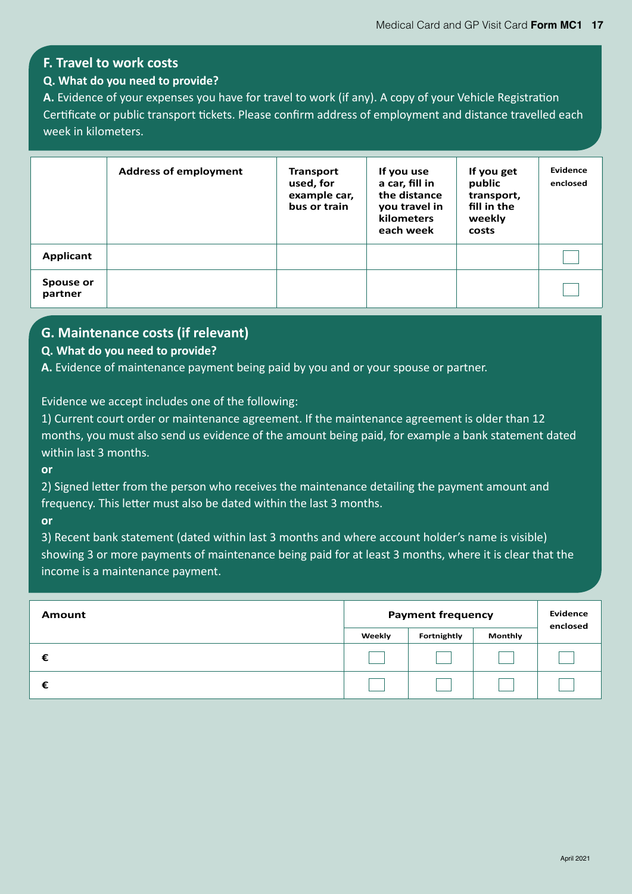## F. Travel to work costs

**Q. What do you need to provide?**

**A.** Evidence of your expenses you have for travel to work (if any). A copy of your Vehicle Registration Certificate or public transport tickets. Please confirm address of employment and distance travelled each week in kilometers.

| | Address of employment | Transport used, for example car, bus or train | If you use a car, fill in the distance you travel in kilometers each week | If you get public transport, fill in the weekly costs | Evidence enclosed |
|---|---|---|---|---|---|
| **Applicant** | | | | | ☐ |
| **Spouse or partner** | | | | | ☐ |

## G. Maintenance costs (if relevant)

**Q. What do you need to provide?**

**A.** Evidence of maintenance payment being paid by you and or your spouse or partner.

Evidence we accept includes one of the following:

1) Current court order or maintenance agreement. If the maintenance agreement is older than 12 months, you must also send us evidence of the amount being paid, for example a bank statement dated within last 3 months.

**or**

2) Signed letter from the person who receives the maintenance detailing the payment amount and frequency. This letter must also be dated within the last 3 months.

**or**

3) Recent bank statement (dated within last 3 months and where account holder's name is visible) showing 3 or more payments of maintenance being paid for at least 3 months, where it is clear that the income is a maintenance payment.

| Amount | Payment frequency | | | Evidence enclosed |
|---|---|---|---|---|
| | Weekly | Fortnightly | Monthly | |
| € | ☐ | ☐ | ☐ | ☐ |
| € | ☐ | ☐ | ☐ | ☐ |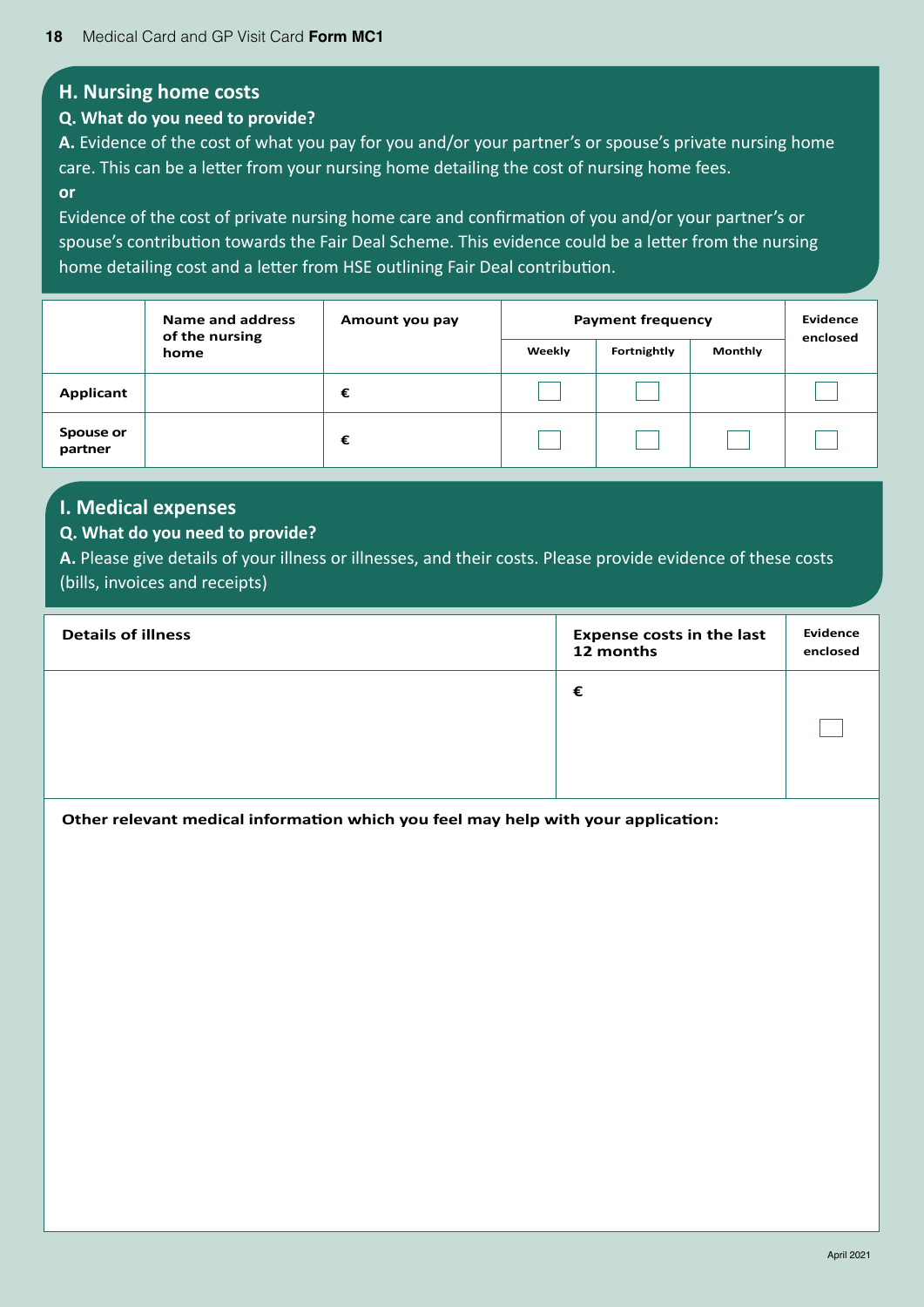## H. Nursing home costs

**Q. What do you need to provide?**

**A.** Evidence of the cost of what you pay for you and/or your partner's or spouse's private nursing home care. This can be a letter from your nursing home detailing the cost of nursing home fees.

**or**

Evidence of the cost of private nursing home care and confirmation of you and/or your partner's or spouse's contribution towards the Fair Deal Scheme. This evidence could be a letter from the nursing home detailing cost and a letter from HSE outlining Fair Deal contribution.

| | Name and address of the nursing home | Amount you pay | Payment frequency | | | Evidence enclosed |
|---|---|---|---|---|---|---|
| | | | Weekly | Fortnightly | Monthly | |
| **Applicant** | | € | ☐ | ☐ | | ☐ |
| **Spouse or partner** | | € | ☐ | ☐ | ☐ | ☐ |

## I. Medical expenses

**Q. What do you need to provide?**

**A.** Please give details of your illness or illnesses, and their costs. Please provide evidence of these costs (bills, invoices and receipts)

| Details of illness | Expense costs in the last 12 months | Evidence enclosed |
|---|---|---|
| | € | ☐ |

**Other relevant medical information which you feel may help with your application:**

April 2021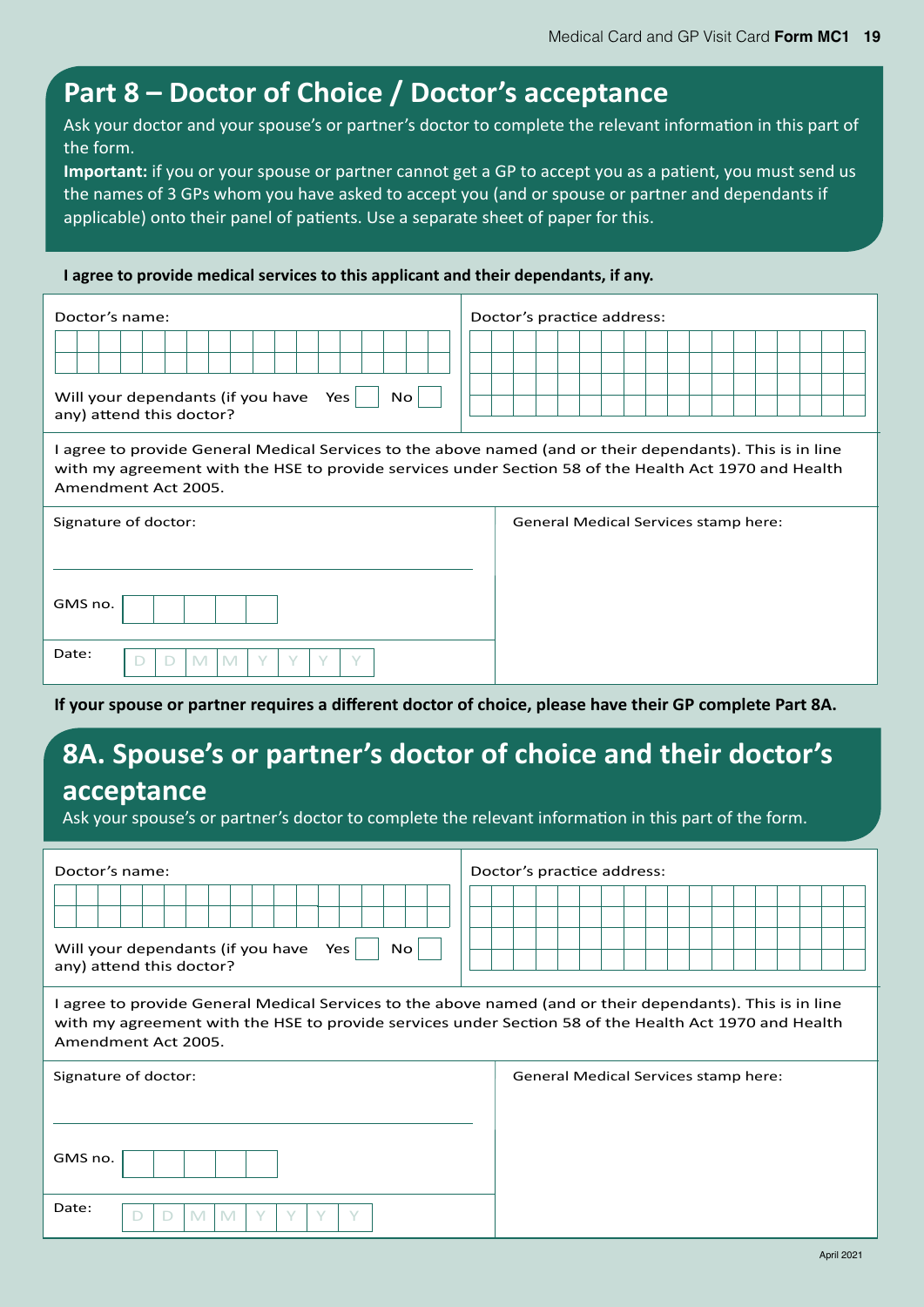## Part 8 – Doctor of Choice / Doctor's acceptance

Ask your doctor and your spouse's or partner's doctor to complete the relevant information in this part of the form.

**Important:** if you or your spouse or partner cannot get a GP to accept you as a patient, you must send us the names of 3 GPs whom you have asked to accept you (and or spouse or partner and dependants if applicable) onto their panel of patients. Use a separate sheet of paper for this.

**I agree to provide medical services to this applicant and their dependants, if any.**

Doctor's name:

Will your dependants (if you have any) attend this doctor? Yes ☐ No ☐

Doctor's practice address:

I agree to provide General Medical Services to the above named (and or their dependants). This is in line with my agreement with the HSE to provide services under Section 58 of the Health Act 1970 and Health Amendment Act 2005.

Signature of doctor:

GMS no.

Date: D D M M Y Y Y Y

General Medical Services stamp here:

**If your spouse or partner requires a different doctor of choice, please have their GP complete Part 8A.**

## 8A. Spouse's or partner's doctor of choice and their doctor's acceptance

Ask your spouse's or partner's doctor to complete the relevant information in this part of the form.

Doctor's name:

Will your dependants (if you have any) attend this doctor? Yes ☐ No ☐

Doctor's practice address:

I agree to provide General Medical Services to the above named (and or their dependants). This is in line with my agreement with the HSE to provide services under Section 58 of the Health Act 1970 and Health Amendment Act 2005.

Signature of doctor:

GMS no.

Date: D D M M Y Y Y Y

General Medical Services stamp here:

April 2021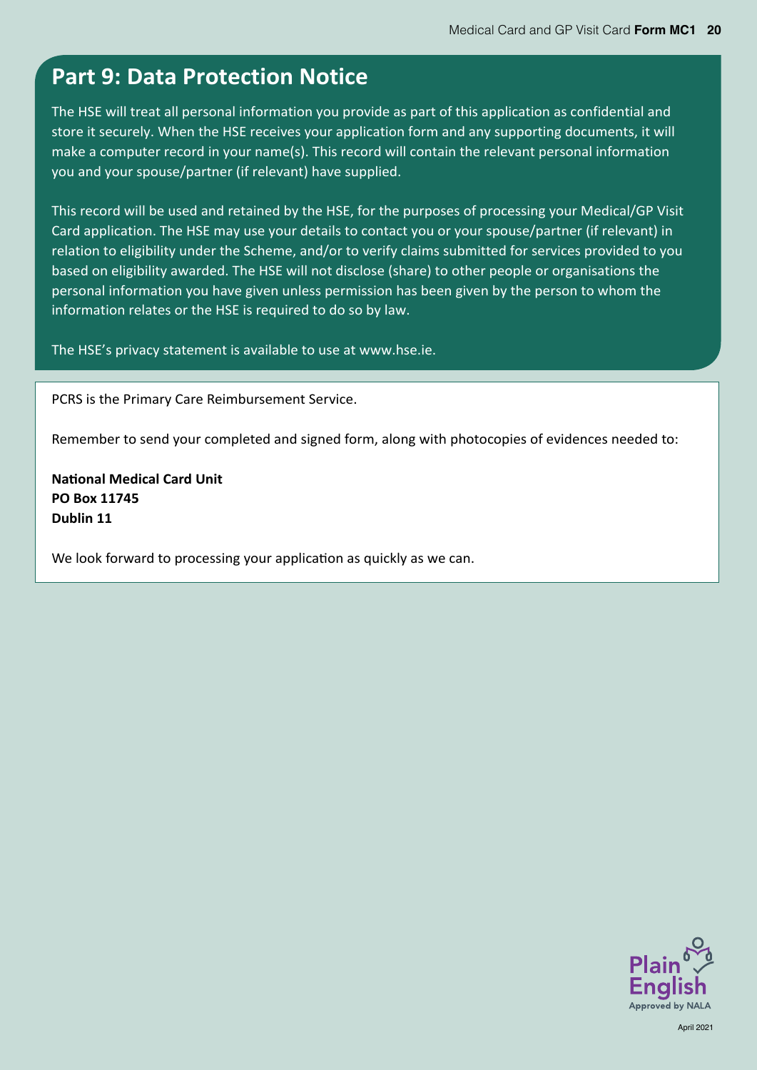## Part 9: Data Protection Notice

The HSE will treat all personal information you provide as part of this application as confidential and store it securely. When the HSE receives your application form and any supporting documents, it will make a computer record in your name(s). This record will contain the relevant personal information you and your spouse/partner (if relevant) have supplied.

This record will be used and retained by the HSE, for the purposes of processing your Medical/GP Visit Card application. The HSE may use your details to contact you or your spouse/partner (if relevant) in relation to eligibility under the Scheme, and/or to verify claims submitted for services provided to you based on eligibility awarded. The HSE will not disclose (share) to other people or organisations the personal information you have given unless permission has been given by the person to whom the information relates or the HSE is required to do so by law.

The HSE's privacy statement is available to use at www.hse.ie.

PCRS is the Primary Care Reimbursement Service.

Remember to send your completed and signed form, along with photocopies of evidences needed to:

**National Medical Card Unit**
**PO Box 11745**
**Dublin 11**

We look forward to processing your application as quickly as we can.

Plain English Approved by NALA

April 2021